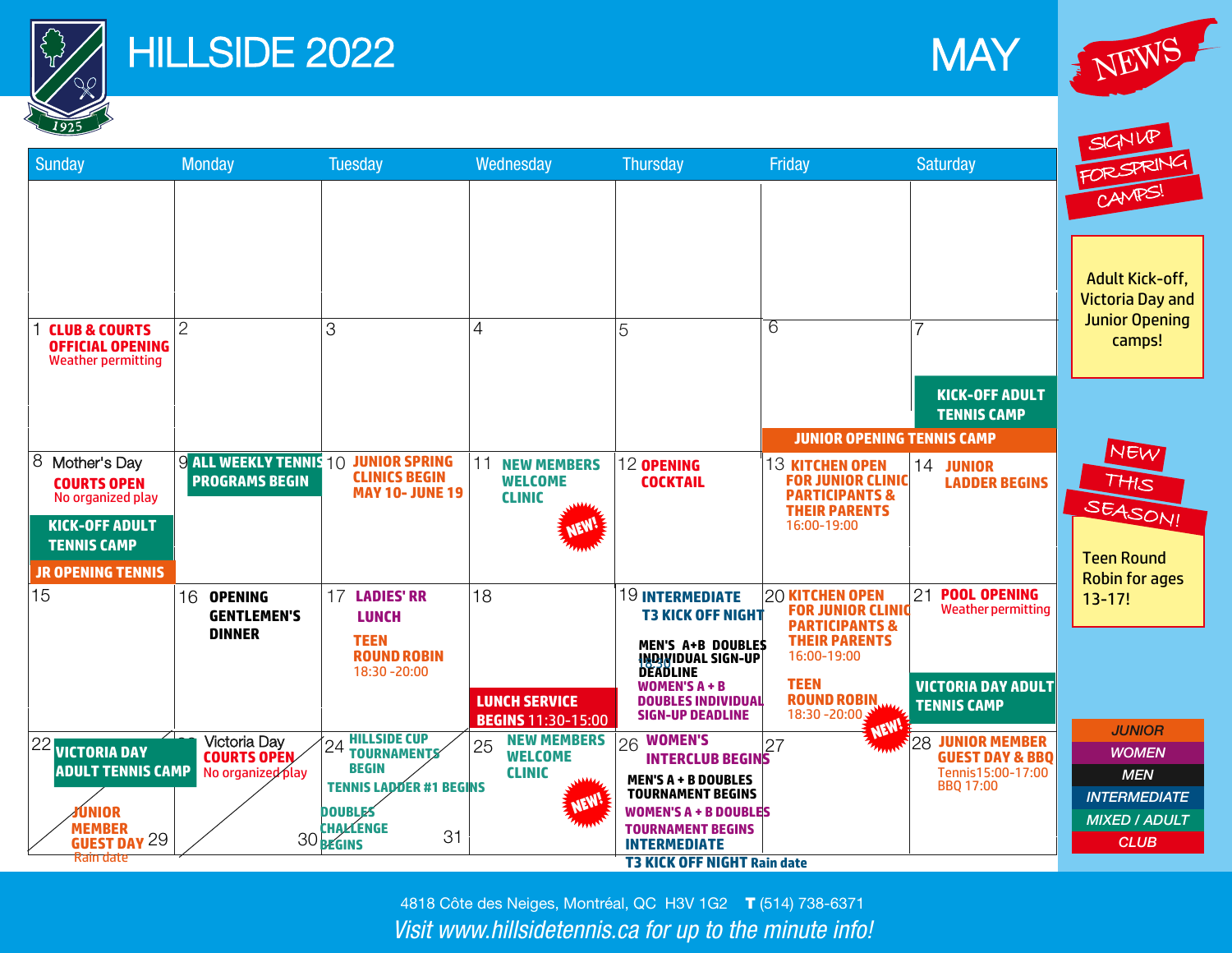# HILLSIDE 2022

# MAY

| Sunday | Monday | Tuesday | Wednesday | Thursday | Friday | Saturday |
|---|---|---|---|---|---|---|
| | | | | | | |
| 1 **CLUB & COURTS OFFICIAL OPENING** Weather permitting | 2 | 3 | 4 | 5 | 6 **JUNIOR OPENING TENNIS CAMP** | 7 **KICK-OFF ADULT TENNIS CAMP** **JUNIOR OPENING TENNIS CAMP** |
| 8 Mother's Day **COURTS OPEN** No organized play **KICK-OFF ADULT TENNIS CAMP** **JR OPENING TENNIS** | 9 **ALL WEEKLY TENNIS PROGRAMS BEGIN** | 10 **JUNIOR SPRING CLINICS BEGIN MAY 10- JUNE 19** | 11 **NEW MEMBERS WELCOME CLINIC** NEW! | 12 **OPENING COCKTAIL** | 13 **KITCHEN OPEN FOR JUNIOR CLINIC PARTICIPANTS & THEIR PARENTS** 16:00-19:00 | 14 **JUNIOR LADDER BEGINS** |
| 15 | 16 **OPENING GENTLEMEN'S DINNER** | 17 **LADIES' RR LUNCH** **TEEN ROUND ROBIN** 18:30 -20:00 | 18 **LUNCH SERVICE BEGINS** 11:30-15:00 | 19 **INTERMEDIATE T3 KICK OFF NIGHT** 18:30 **MEN'S A+B DOUBLES INDIVIDUAL SIGN-UP DEADLINE** **WOMEN'S A + B DOUBLES INDIVIDUAL SIGN-UP DEADLINE** | 20 **KITCHEN OPEN FOR JUNIOR CLINIC PARTICIPANTS & THEIR PARENTS** 16:00-19:00 **TEEN ROUND ROBIN** 18:30 -20:00 NEW! | 21 **POOL OPENING** Weather permitting **VICTORIA DAY ADULT TENNIS CAMP** |
| 22 **VICTORIA DAY ADULT TENNIS CAMP** / 29 **JUNIOR MEMBER GUEST DAY** Rain date | 23 Victoria Day **COURTS OPEN** No organized play / 30 | 24 **HILLSIDE CUP TOURNAMENTS BEGIN** **TENNIS LADDER #1 BEGINS** **DOUBLES CHALLENGE BEGINS** / 31 | 25 **NEW MEMBERS WELCOME CLINIC** NEW! | 26 **WOMEN'S INTERCLUB BEGINS** **MEN'S A + B DOUBLES TOURNAMENT BEGINS** **WOMEN'S A + B DOUBLES TOURNAMENT BEGINS** **INTERMEDIATE T3 KICK OFF NIGHT Rain date** | 27 | 28 **JUNIOR MEMBER GUEST DAY & BBQ** Tennis15:00-17:00 BBQ 17:00 |

## NEWS

**SIGN UP FOR SPRING CAMPS!**

Adult Kick-off, Victoria Day and Junior Opening camps!

**NEW THIS SEASON!**

Teen Round Robin for ages 13-17!

- JUNIOR
- WOMEN
- MEN
- INTERMEDIATE
- MIXED / ADULT
- CLUB

4818 Côte des Neiges, Montréal, QC H3V 1G2 **T** (514) 738-6371

*Visit www.hillsidetennis.ca for up to the minute info!*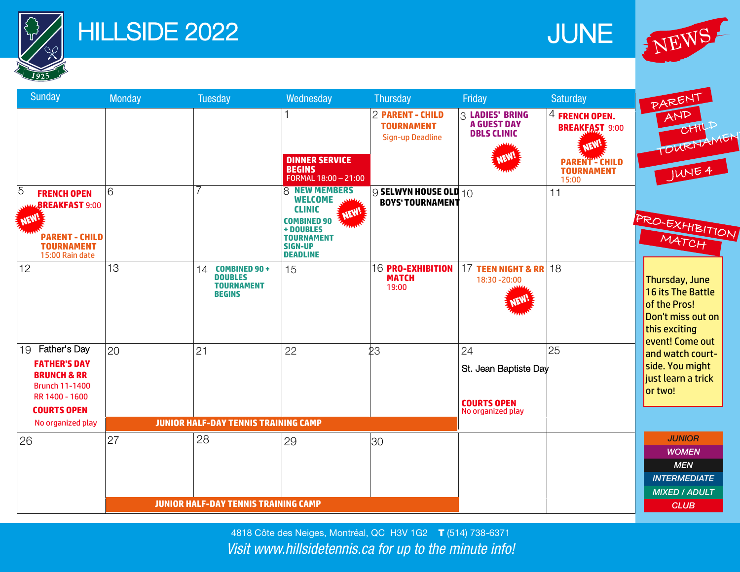# HILLSIDE 2022

# JUNE

| Sunday | Monday | Tuesday | Wednesday | Thursday | Friday | Saturday |
|---|---|---|---|---|---|---|
| | | | 1<br>**DINNER SERVICE BEGINS**<br>FORMAL 18:00 – 21:00 | 2 **PARENT - CHILD TOURNAMENT**<br>Sign-up Deadline | 3 **LADIES' BRING A GUEST DAY DBLS CLINIC**<br>NEW! | 4 **FRENCH OPEN. BREAKFAST** 9:00<br>NEW!<br>**PARENT - CHILD TOURNAMENT**<br>15:00 |
| 5 **FRENCH OPEN BREAKFAST** 9:00<br>NEW!<br>**PARENT - CHILD TOURNAMENT**<br>15:00 Rain date | 6 | 7 | 8 **NEW MEMBERS WELCOME CLINIC**<br>NEW!<br>**COMBINED 90 + DOUBLES TOURNAMENT SIGN-UP DEADLINE** | 9 **SELWYN HOUSE OLD BOYS' TOURNAMENT** | 10 | 11 |
| 12 | 13 | 14 **COMBINED 90 + DOUBLES TOURNAMENT BEGINS** | 15 | 16 **PRO-EXHIBITION MATCH**<br>19:00 | 17 **TEEN NIGHT & RR**<br>18:30 -20:00<br>NEW! | 18 |
| 19 Father's Day<br>**FATHER'S DAY BRUNCH & RR**<br>Brunch 11-1400<br>RR 1400 - 1600<br>**COURTS OPEN**<br>No organized play | 20<br>**JUNIOR HALF-DAY TENNIS TRAINING CAMP** | 21 | 22 | 23 | 24<br>St. Jean Baptiste Day<br>**COURTS OPEN**<br>No organized play | 25 |
| 26 | 27<br>**JUNIOR HALF-DAY TENNIS TRAINING CAMP** | 28 | 29 | 30 | | |

## NEWS

**PARENT AND CHILD TOURNAMENT JUNE 4**

**PRO-EXHIBITION MATCH**

Thursday, June 16 its The Battle of the Pros! Don't miss out on this exciting event! Come out and watch court-side. You might just learn a trick or two!

- JUNIOR
- WOMEN
- MEN
- INTERMEDIATE
- MIXED / ADULT
- CLUB

4818 Côte des Neiges, Montréal, QC H3V 1G2 **T** (514) 738-6371

*Visit www.hillsidetennis.ca for up to the minute info!*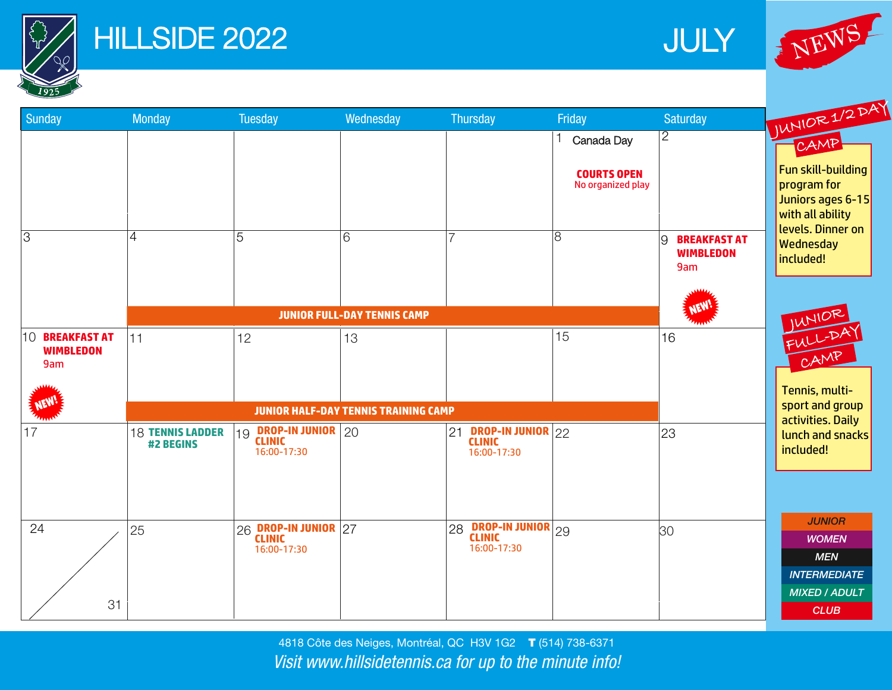# HILLSIDE 2022

## JULY

| Sunday | Monday | Tuesday | Wednesday | Thursday | Friday | Saturday |
|---|---|---|---|---|---|---|
| | | | | | 1 Canada Day **COURTS OPEN** No organized play | 2 |
| 3 | 4 | 5 | 6 | 7 | 8 | 9 **BREAKFAST AT WIMBLEDON** 9am NEW! |
| | **JUNIOR FULL-DAY TENNIS CAMP** | | | | | |
| 10 **BREAKFAST AT WIMBLEDON** 9am NEW! | 11 | 12 | 13 | 14 | 15 | 16 |
| | **JUNIOR HALF-DAY TENNIS TRAINING CAMP** | | | | | |
| 17 | 18 **TENNIS LADDER #2 BEGINS** | 19 **DROP-IN JUNIOR CLINIC** 16:00-17:30 | 20 | 21 **DROP-IN JUNIOR CLINIC** 16:00-17:30 | 22 | 23 |
| 24 / 31 | 25 | 26 **DROP-IN JUNIOR CLINIC** 16:00-17:30 | 27 | 28 **DROP-IN JUNIOR CLINIC** 16:00-17:30 | 29 | 30 |

## NEWS

### JUNIOR 1/2 DAY CAMP

Fun skill-building program for Juniors ages 6-15 with all ability levels. Dinner on Wednesday included!

### JUNIOR FULL-DAY CAMP

Tennis, multi-sport and group activities. Daily lunch and snacks included!

*JUNIOR*
*WOMEN*
*MEN*
*INTERMEDIATE*
*MIXED / ADULT*
*CLUB*

4818 Côte des Neiges, Montréal, QC H3V 1G2 **T** (514) 738-6371

*Visit www.hillsidetennis.ca for up to the minute info!*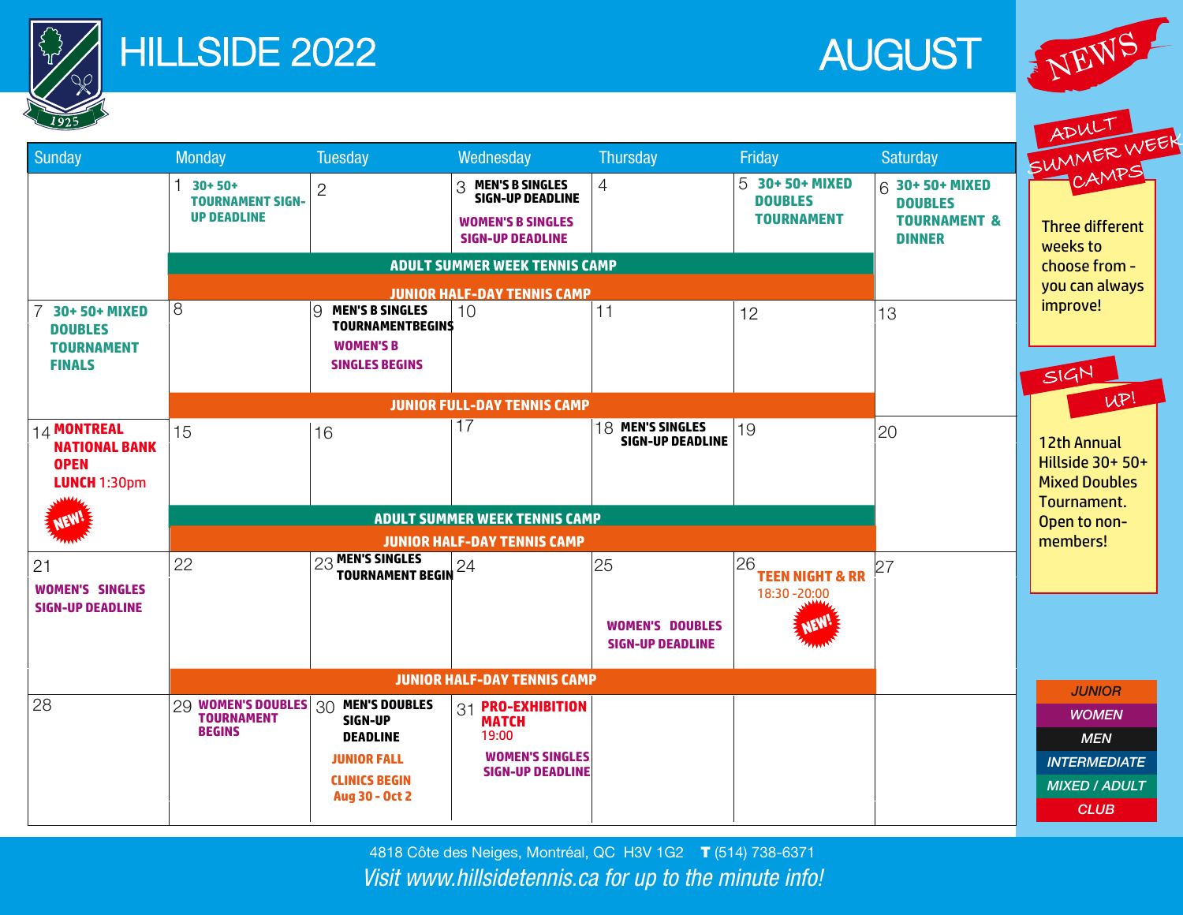# HILLSIDE 2022

# AUGUST

| Sunday | Monday | Tuesday | Wednesday | Thursday | Friday | Saturday |
|---|---|---|---|---|---|---|
| | 1 **30+ 50+ TOURNAMENT SIGN-UP DEADLINE** | 2 | 3 **MEN'S B SINGLES SIGN-UP DEADLINE** **WOMEN'S B SINGLES SIGN-UP DEADLINE** | 4 | 5 **30+ 50+ MIXED DOUBLES TOURNAMENT** | 6 **30+ 50+ MIXED DOUBLES TOURNAMENT & DINNER** |
| | **ADULT SUMMER WEEK TENNIS CAMP** / **JUNIOR HALF-DAY TENNIS CAMP** (Mon–Fri) | | | | | |
| 7 **30+ 50+ MIXED DOUBLES TOURNAMENT FINALS** | 8 | 9 **MEN'S B SINGLES TOURNAMENTBEGINS** **WOMEN'S B SINGLES BEGINS** | 10 | 11 | 12 | 13 |
| | **JUNIOR FULL-DAY TENNIS CAMP** (Mon–Fri) | | | | | |
| 14 **MONTREAL NATIONAL BANK OPEN LUNCH** 1:30pm NEW! | 15 | 16 | 17 | 18 **MEN'S SINGLES SIGN-UP DEADLINE** | 19 | 20 |
| | **ADULT SUMMER WEEK TENNIS CAMP** / **JUNIOR HALF-DAY TENNIS CAMP** (Mon–Fri) | | | | | |
| 21 **WOMEN'S SINGLES SIGN-UP DEADLINE** | 22 | 23 **MEN'S SINGLES TOURNAMENT BEGIN** | 24 | 25 **WOMEN'S DOUBLES SIGN-UP DEADLINE** | 26 **TEEN NIGHT & RR** 18:30 -20:00 NEW! | 27 |
| | **JUNIOR HALF-DAY TENNIS CAMP** (Mon–Fri) | | | | | |
| 28 | 29 **WOMEN'S DOUBLES TOURNAMENT BEGINS** | 30 **MEN'S DOUBLES SIGN-UP DEADLINE** **JUNIOR FALL CLINICS BEGIN** Aug 30 - Oct 2 | 31 **PRO-EXHIBITION MATCH** 19:00 **WOMEN'S SINGLES SIGN-UP DEADLINE** | | | |

## NEWS

### ADULT SUMMER WEEK CAMPS

Three different weeks to choose from - you can always improve!

### SIGN UP!

12th Annual Hillside 30+ 50+ Mixed Doubles Tournament. Open to non-members!

**Legend:** JUNIOR · WOMEN · MEN · INTERMEDIATE · MIXED / ADULT · CLUB

4818 Côte des Neiges, Montréal, QC H3V 1G2 **T** (514) 738-6371

*Visit www.hillsidetennis.ca for up to the minute info!*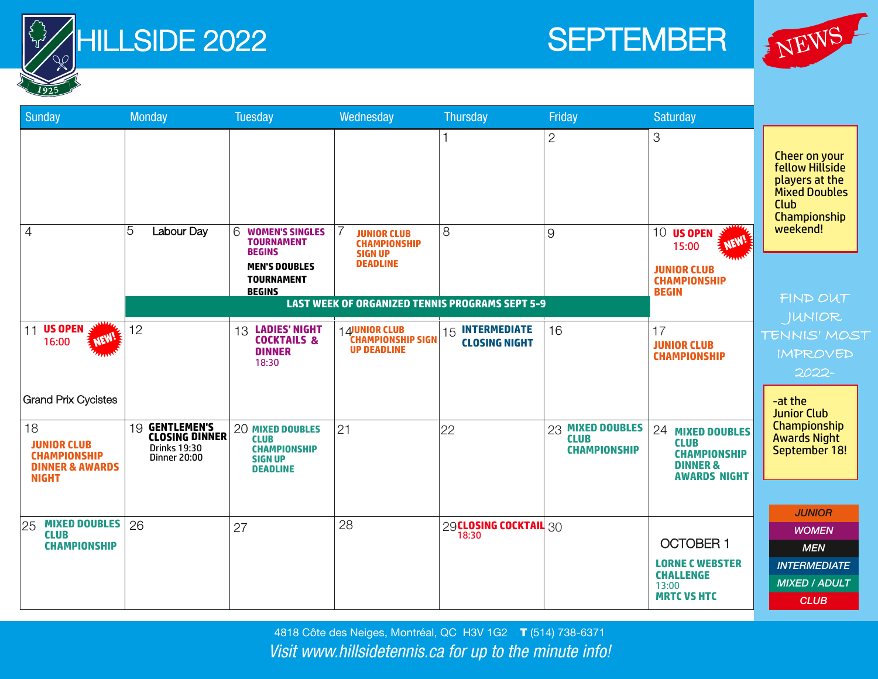# HILLSIDE 2022 — SEPTEMBER

1925

NEWS

| Sunday | Monday | Tuesday | Wednesday | Thursday | Friday | Saturday |
|---|---|---|---|---|---|---|
| | | | | 1 | 2 | 3 |
| 4 | 5 Labour Day | 6 WOMEN'S SINGLES TOURNAMENT BEGINS<br>MEN'S DOUBLES TOURNAMENT BEGINS | 7 JUNIOR CLUB CHAMPIONSHIP SIGN UP DEADLINE | 8 | 9 | 10 US OPEN 15:00 NEW!<br>JUNIOR CLUB CHAMPIONSHIP BEGIN |
| | LAST WEEK OF ORGANIZED TENNIS PROGRAMS SEPT 5-9 | | | | | |
| 11 US OPEN 16:00 NEW!<br>Grand Prix Cycistes | 12 | 13 LADIES' NIGHT COCKTAILS & DINNER 18:30 | 14 JUNIOR CLUB CHAMPIONSHIP SIGN UP DEADLINE | 15 INTERMEDIATE CLOSING NIGHT | 16 | 17 JUNIOR CLUB CHAMPIONSHIP |
| 18 JUNIOR CLUB CHAMPIONSHIP DINNER & AWARDS NIGHT | 19 GENTLEMEN'S CLOSING DINNER Drinks 19:30 Dinner 20:00 | 20 MIXED DOUBLES CLUB CHAMPIONSHIP SIGN UP DEADLINE | 21 | 22 | 23 MIXED DOUBLES CLUB CHAMPIONSHIP | 24 MIXED DOUBLES CLUB CHAMPIONSHIP DINNER & AWARDS NIGHT |
| 25 MIXED DOUBLES CLUB CHAMPIONSHIP | 26 | 27 | 28 | 29 CLOSING COCKTAIL 18:30 | 30 | OCTOBER 1<br>LORNE C WEBSTER CHALLENGE 13:00 MRTC VS HTC |

Cheer on your fellow Hillside players at the Mixed Doubles Club Championship weekend!

FIND OUT JUNIOR TENNIS' MOST IMPROVED 2022-

-at the Junior Club Championship Awards Night September 18!

JUNIOR
WOMEN
MEN
INTERMEDIATE
MIXED / ADULT
CLUB

4818 Côte des Neiges, Montréal, QC H3V 1G2 **T** (514) 738-6371

*Visit www.hillsidetennis.ca for up to the minute info!*